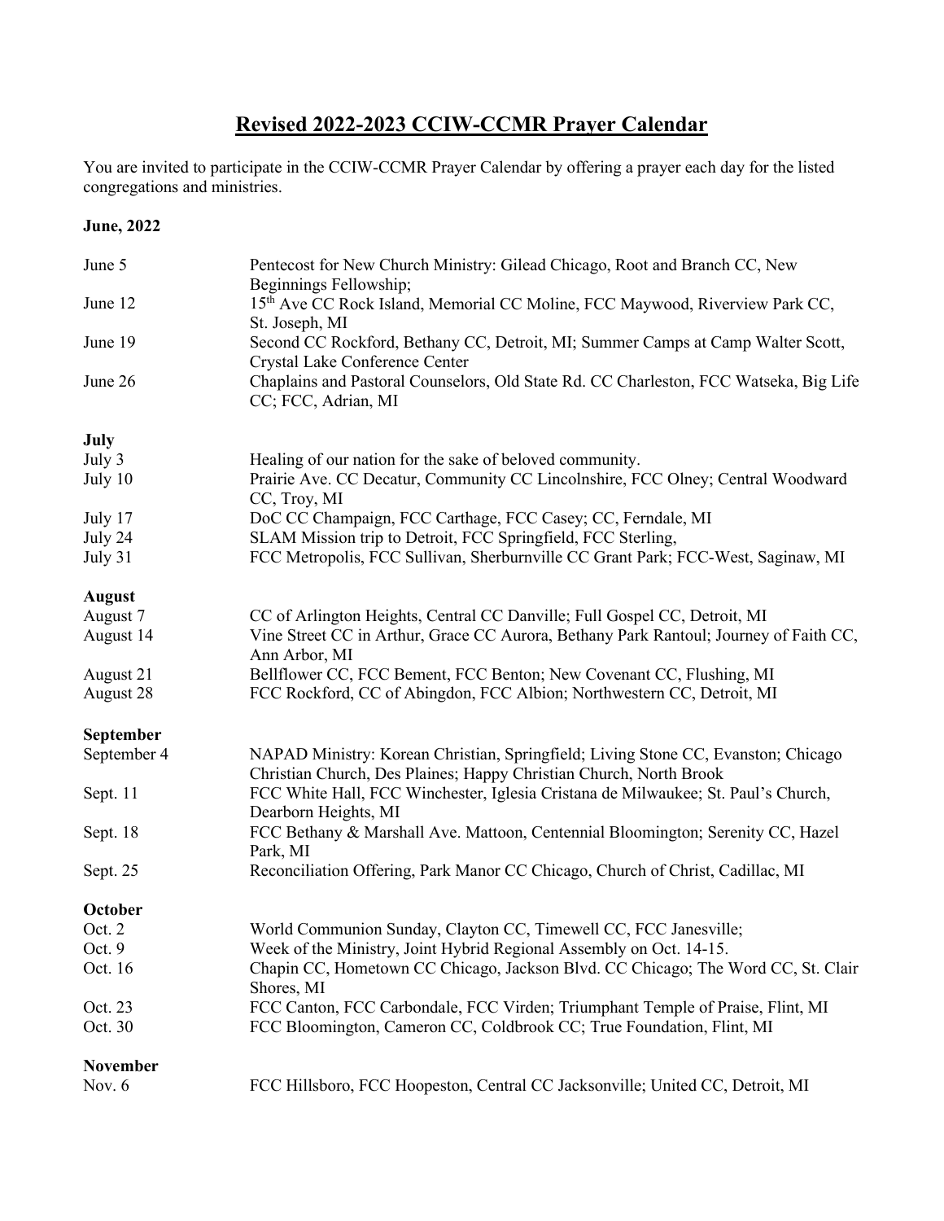# Revised 2022-2023 CCIW-CCMR Prayer Calendar

You are invited to participate in the CCIW-CCMR Prayer Calendar by offering a prayer each day for the listed congregations and ministries.

**June, 2022**

| | |
|---|---|
| June 5 | Pentecost for New Church Ministry: Gilead Chicago, Root and Branch CC, New Beginnings Fellowship; |
| June 12 | 15th Ave CC Rock Island, Memorial CC Moline, FCC Maywood, Riverview Park CC, St. Joseph, MI |
| June 19 | Second CC Rockford, Bethany CC, Detroit, MI; Summer Camps at Camp Walter Scott, Crystal Lake Conference Center |
| June 26 | Chaplains and Pastoral Counselors, Old State Rd. CC Charleston, FCC Watseka, Big Life CC; FCC, Adrian, MI |

**July**

| | |
|---|---|
| July 3 | Healing of our nation for the sake of beloved community. |
| July 10 | Prairie Ave. CC Decatur, Community CC Lincolnshire, FCC Olney; Central Woodward CC, Troy, MI |
| July 17 | DoC CC Champaign, FCC Carthage, FCC Casey; CC, Ferndale, MI |
| July 24 | SLAM Mission trip to Detroit, FCC Springfield, FCC Sterling, |
| July 31 | FCC Metropolis, FCC Sullivan, Sherburnville CC Grant Park; FCC-West, Saginaw, MI |

**August**

| | |
|---|---|
| August 7 | CC of Arlington Heights, Central CC Danville; Full Gospel CC, Detroit, MI |
| August 14 | Vine Street CC in Arthur, Grace CC Aurora, Bethany Park Rantoul; Journey of Faith CC, Ann Arbor, MI |
| August 21 | Bellflower CC, FCC Bement, FCC Benton; New Covenant CC, Flushing, MI |
| August 28 | FCC Rockford, CC of Abingdon, FCC Albion; Northwestern CC, Detroit, MI |

**September**

| | |
|---|---|
| September 4 | NAPAD Ministry: Korean Christian, Springfield; Living Stone CC, Evanston; Chicago Christian Church, Des Plaines; Happy Christian Church, North Brook |
| Sept. 11 | FCC White Hall, FCC Winchester, Iglesia Cristana de Milwaukee; St. Paul's Church, Dearborn Heights, MI |
| Sept. 18 | FCC Bethany & Marshall Ave. Mattoon, Centennial Bloomington; Serenity CC, Hazel Park, MI |
| Sept. 25 | Reconciliation Offering, Park Manor CC Chicago, Church of Christ, Cadillac, MI |

**October**

| | |
|---|---|
| Oct. 2 | World Communion Sunday, Clayton CC, Timewell CC, FCC Janesville; |
| Oct. 9 | Week of the Ministry, Joint Hybrid Regional Assembly on Oct. 14-15. |
| Oct. 16 | Chapin CC, Hometown CC Chicago, Jackson Blvd. CC Chicago; The Word CC, St. Clair Shores, MI |
| Oct. 23 | FCC Canton, FCC Carbondale, FCC Virden; Triumphant Temple of Praise, Flint, MI |
| Oct. 30 | FCC Bloomington, Cameron CC, Coldbrook CC; True Foundation, Flint, MI |

**November**

| | |
|---|---|
| Nov. 6 | FCC Hillsboro, FCC Hoopeston, Central CC Jacksonville; United CC, Detroit, MI |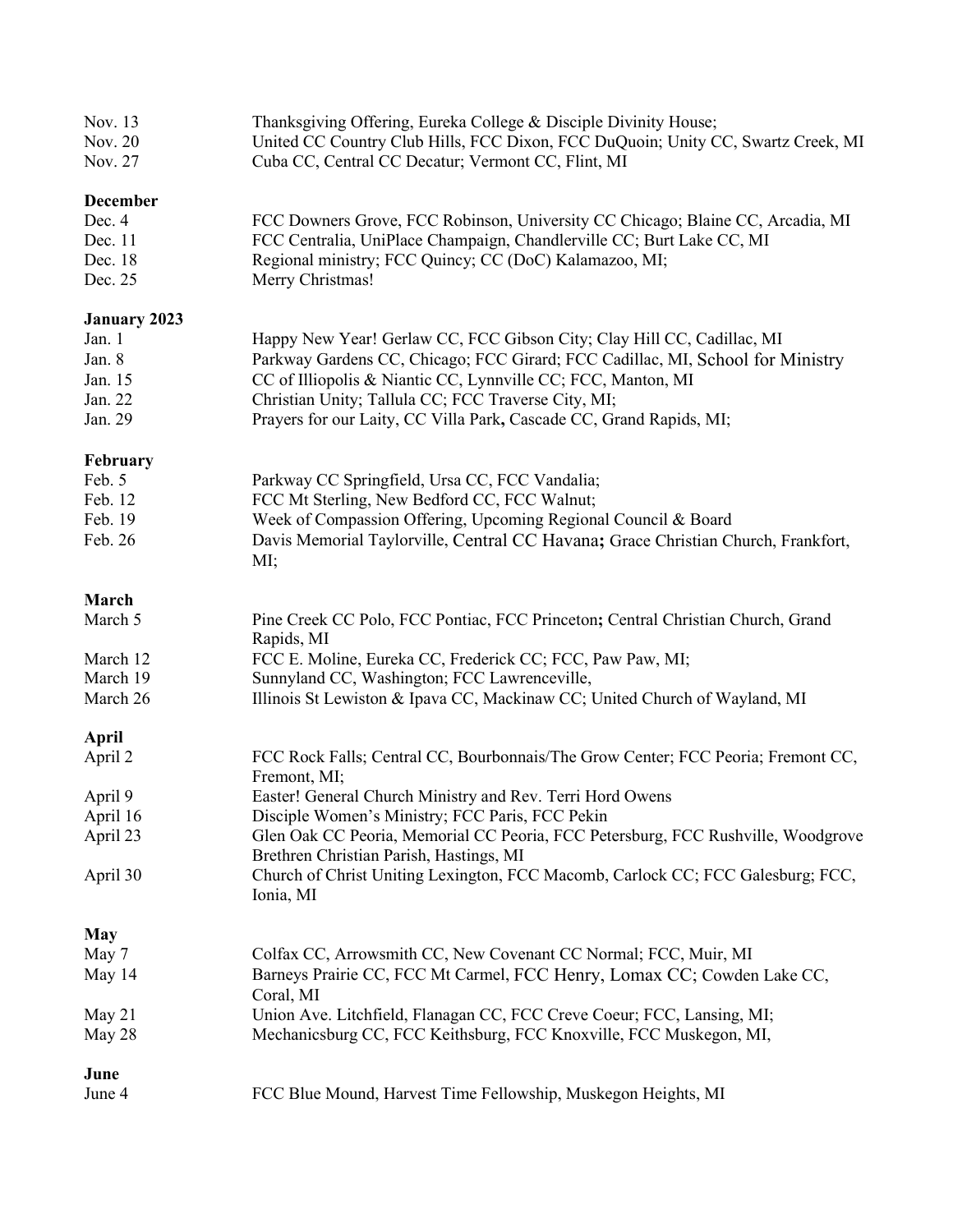| | |
|---|---|
| Nov. 13 | Thanksgiving Offering, Eureka College & Disciple Divinity House; |
| Nov. 20 | United CC Country Club Hills, FCC Dixon, FCC DuQuoin; Unity CC, Swartz Creek, MI |
| Nov. 27 | Cuba CC, Central CC Decatur; Vermont CC, Flint, MI |
| **December** | |
| Dec. 4 | FCC Downers Grove, FCC Robinson, University CC Chicago; Blaine CC, Arcadia, MI |
| Dec. 11 | FCC Centralia, UniPlace Champaign, Chandlerville CC; Burt Lake CC, MI |
| Dec. 18 | Regional ministry; FCC Quincy; CC (DoC) Kalamazoo, MI; |
| Dec. 25 | Merry Christmas! |
| **January 2023** | |
| Jan. 1 | Happy New Year! Gerlaw CC, FCC Gibson City; Clay Hill CC, Cadillac, MI |
| Jan. 8 | Parkway Gardens CC, Chicago; FCC Girard; FCC Cadillac, MI, School for Ministry |
| Jan. 15 | CC of Illiopolis & Niantic CC, Lynnville CC; FCC, Manton, MI |
| Jan. 22 | Christian Unity; Tallula CC; FCC Traverse City, MI; |
| Jan. 29 | Prayers for our Laity, CC Villa Park**,** Cascade CC, Grand Rapids, MI; |
| **February** | |
| Feb. 5 | Parkway CC Springfield, Ursa CC, FCC Vandalia; |
| Feb. 12 | FCC Mt Sterling, New Bedford CC, FCC Walnut; |
| Feb. 19 | Week of Compassion Offering, Upcoming Regional Council & Board |
| Feb. 26 | Davis Memorial Taylorville, Central CC Havana**;** Grace Christian Church, Frankfort, MI; |
| **March** | |
| March 5 | Pine Creek CC Polo, FCC Pontiac, FCC Princeton**;** Central Christian Church, Grand Rapids, MI |
| March 12 | FCC E. Moline, Eureka CC, Frederick CC; FCC, Paw Paw, MI; |
| March 19 | Sunnyland CC, Washington; FCC Lawrenceville, |
| March 26 | Illinois St Lewiston & Ipava CC, Mackinaw CC; United Church of Wayland, MI |
| **April** | |
| April 2 | FCC Rock Falls; Central CC, Bourbonnais/The Grow Center; FCC Peoria; Fremont CC, Fremont, MI; |
| April 9 | Easter! General Church Ministry and Rev. Terri Hord Owens |
| April 16 | Disciple Women's Ministry; FCC Paris, FCC Pekin |
| April 23 | Glen Oak CC Peoria, Memorial CC Peoria, FCC Petersburg, FCC Rushville, Woodgrove Brethren Christian Parish, Hastings, MI |
| April 30 | Church of Christ Uniting Lexington, FCC Macomb, Carlock CC; FCC Galesburg; FCC, Ionia, MI |
| **May** | |
| May 7 | Colfax CC, Arrowsmith CC, New Covenant CC Normal; FCC, Muir, MI |
| May 14 | Barneys Prairie CC, FCC Mt Carmel, FCC Henry, Lomax CC; Cowden Lake CC, Coral, MI |
| May 21 | Union Ave. Litchfield, Flanagan CC, FCC Creve Coeur; FCC, Lansing, MI; |
| May 28 | Mechanicsburg CC, FCC Keithsburg, FCC Knoxville, FCC Muskegon, MI, |
| **June** | |
| June 4 | FCC Blue Mound, Harvest Time Fellowship, Muskegon Heights, MI |